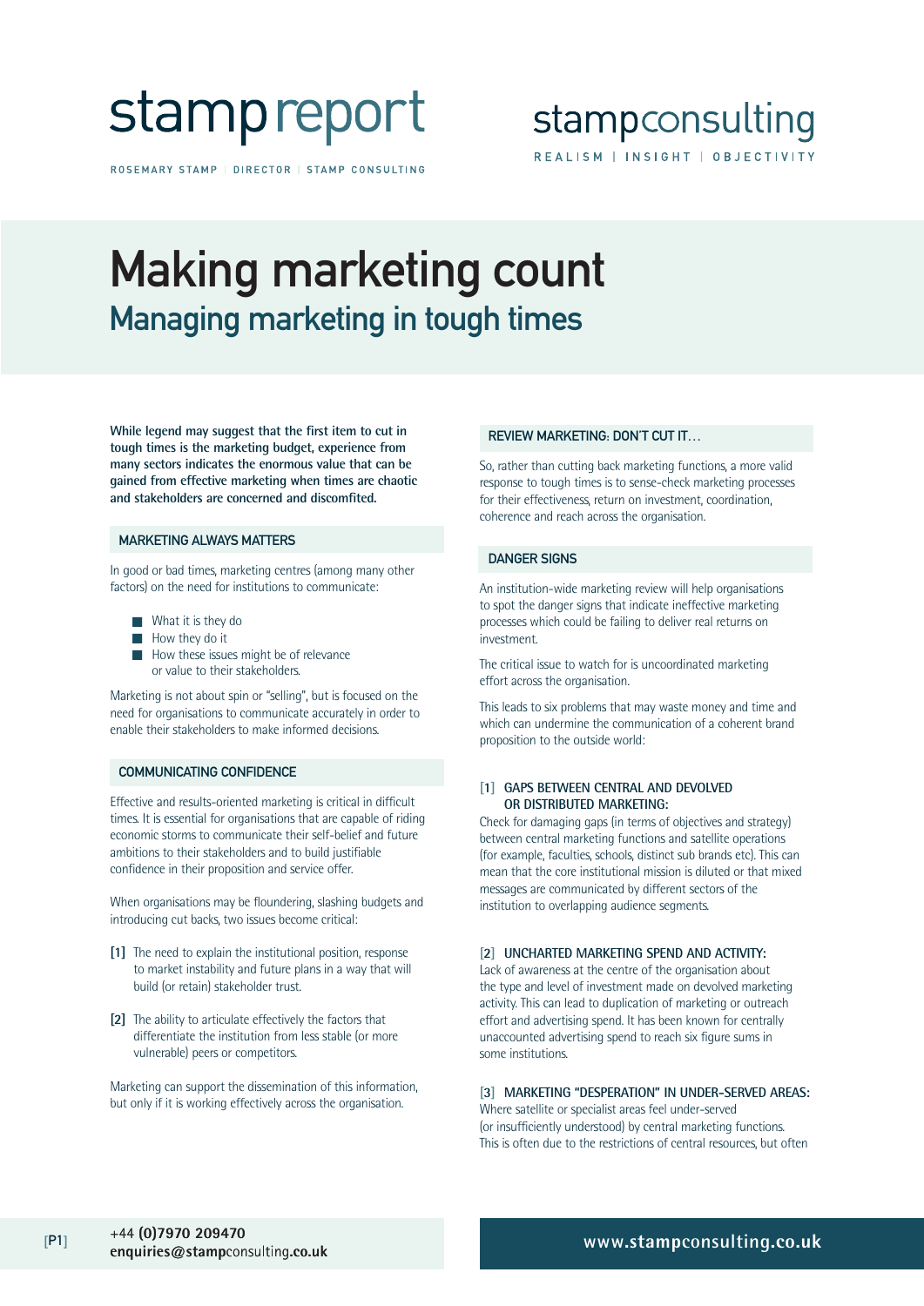stamp report

ROSEMARY STAMP | DIRECTOR | STAMP CONSULTING

stampconsulting

REALISM | INSIGHT | OBJECTIVITY

# Making marketing count

## Managing marketing in tough times

**While legend may suggest that the first item to cut in tough times is the marketing budget, experience from many sectors indicates the enormous value that can be gained from effective marketing when times are chaotic and stakeholders are concerned and discomfited.**

### MARKETING ALWAYS MATTERS

In good or bad times, marketing centres (among many other factors) on the need for institutions to communicate:

- What it is they do
- How they do it
- How these issues might be of relevance or value to their stakeholders.

Marketing is not about spin or "selling", but is focused on the need for organisations to communicate accurately in order to enable their stakeholders to make informed decisions.

### COMMUNICATING CONFIDENCE

Effective and results-oriented marketing is critical in difficult times. It is essential for organisations that are capable of riding economic storms to communicate their self-belief and future ambitions to their stakeholders and to build justifiable confidence in their proposition and service offer.

When organisations may be floundering, slashing budgets and introducing cut backs, two issues become critical:

**[1]** The need to explain the institutional position, response to market instability and future plans in a way that will build (or retain) stakeholder trust.

**[2]** The ability to articulate effectively the factors that differentiate the institution from less stable (or more vulnerable) peers or competitors.

Marketing can support the dissemination of this information, but only if it is working effectively across the organisation.

### REVIEW MARKETING: DON'T CUT IT…

So, rather than cutting back marketing functions, a more valid response to tough times is to sense-check marketing processes for their effectiveness, return on investment, coordination, coherence and reach across the organisation.

### DANGER SIGNS

An institution-wide marketing review will help organisations to spot the danger signs that indicate ineffective marketing processes which could be failing to deliver real returns on investment.

The critical issue to watch for is uncoordinated marketing effort across the organisation.

This leads to six problems that may waste money and time and which can undermine the communication of a coherent brand proposition to the outside world:

**[1] GAPS BETWEEN CENTRAL AND DEVOLVED OR DISTRIBUTED MARKETING:**
Check for damaging gaps (in terms of objectives and strategy) between central marketing functions and satellite operations (for example, faculties, schools, distinct sub brands etc). This can mean that the core institutional mission is diluted or that mixed messages are communicated by different sectors of the institution to overlapping audience segments.

**[2] UNCHARTED MARKETING SPEND AND ACTIVITY:**
Lack of awareness at the centre of the organisation about the type and level of investment made on devolved marketing activity. This can lead to duplication of marketing or outreach effort and advertising spend. It has been known for centrally unaccounted advertising spend to reach six figure sums in some institutions.

**[3] MARKETING "DESPERATION" IN UNDER-SERVED AREAS:**
Where satellite or specialist areas feel under-served (or insufficiently understood) by central marketing functions. This is often due to the restrictions of central resources, but often

+44 (0)7970 209470
enquiries@stampconsulting.co.uk

www.stampconsulting.co.uk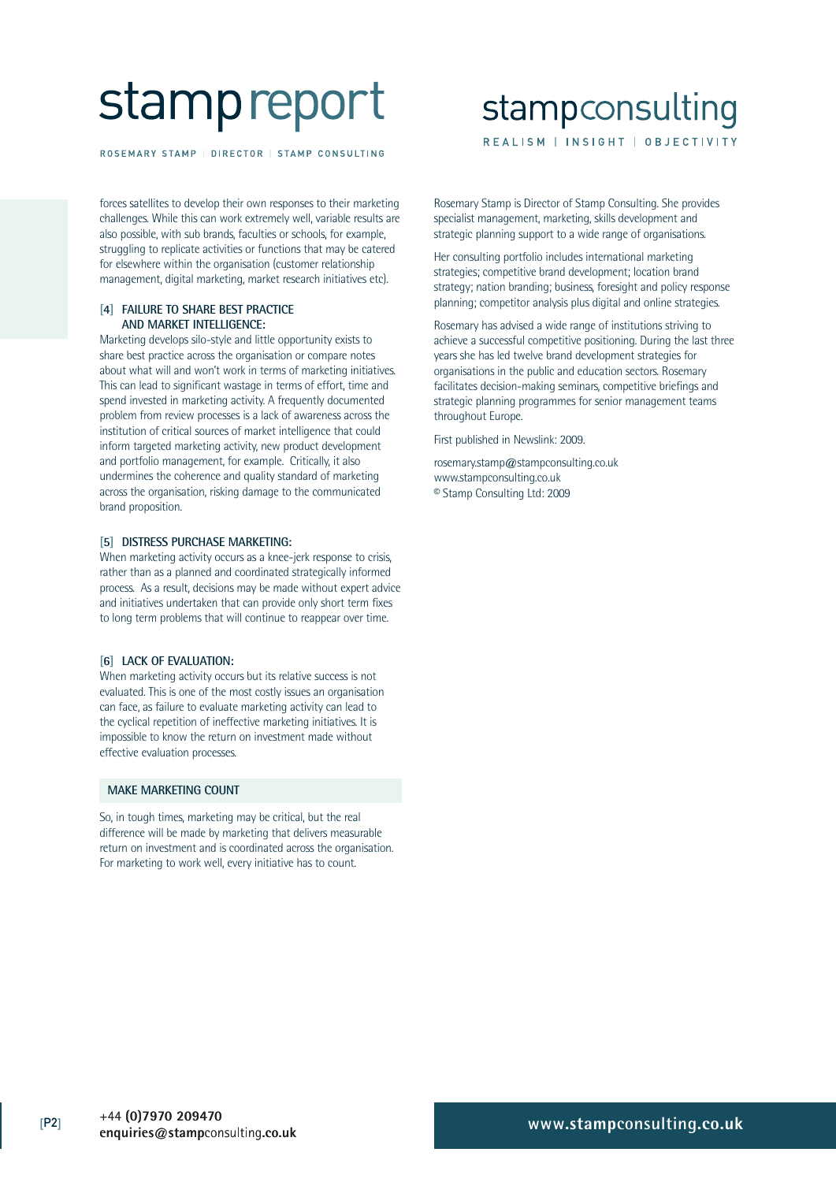forces satellites to develop their own responses to their marketing challenges. While this can work extremely well, variable results are also possible, with sub brands, faculties or schools, for example, struggling to replicate activities or functions that may be catered for elsewhere within the organisation (customer relationship management, digital marketing, market research initiatives etc).

### [4] FAILURE TO SHARE BEST PRACTICE AND MARKET INTELLIGENCE:

Marketing develops silo-style and little opportunity exists to share best practice across the organisation or compare notes about what will and won't work in terms of marketing initiatives. This can lead to significant wastage in terms of effort, time and spend invested in marketing activity. A frequently documented problem from review processes is a lack of awareness across the institution of critical sources of market intelligence that could inform targeted marketing activity, new product development and portfolio management, for example. Critically, it also undermines the coherence and quality standard of marketing across the organisation, risking damage to the communicated brand proposition.

### [5] DISTRESS PURCHASE MARKETING:

When marketing activity occurs as a knee-jerk response to crisis, rather than as a planned and coordinated strategically informed process. As a result, decisions may be made without expert advice and initiatives undertaken that can provide only short term fixes to long term problems that will continue to reappear over time.

### [6] LACK OF EVALUATION:

When marketing activity occurs but its relative success is not evaluated. This is one of the most costly issues an organisation can face, as failure to evaluate marketing activity can lead to the cyclical repetition of ineffective marketing initiatives. It is impossible to know the return on investment made without effective evaluation processes.

## MAKE MARKETING COUNT

So, in tough times, marketing may be critical, but the real difference will be made by marketing that delivers measurable return on investment and is coordinated across the organisation. For marketing to work well, every initiative has to count.

Rosemary Stamp is Director of Stamp Consulting. She provides specialist management, marketing, skills development and strategic planning support to a wide range of organisations.

Her consulting portfolio includes international marketing strategies; competitive brand development; location brand strategy; nation branding; business, foresight and policy response planning; competitor analysis plus digital and online strategies.

Rosemary has advised a wide range of institutions striving to achieve a successful competitive positioning. During the last three years she has led twelve brand development strategies for organisations in the public and education sectors. Rosemary facilitates decision-making seminars, competitive briefings and strategic planning programmes for senior management teams throughout Europe.

First published in Newslink: 2009.

rosemary.stamp@stampconsulting.co.uk
www.stampconsulting.co.uk
© Stamp Consulting Ltd: 2009

+44 (0)7970 209470
enquiries@stampconsulting.co.uk

www.stampconsulting.co.uk